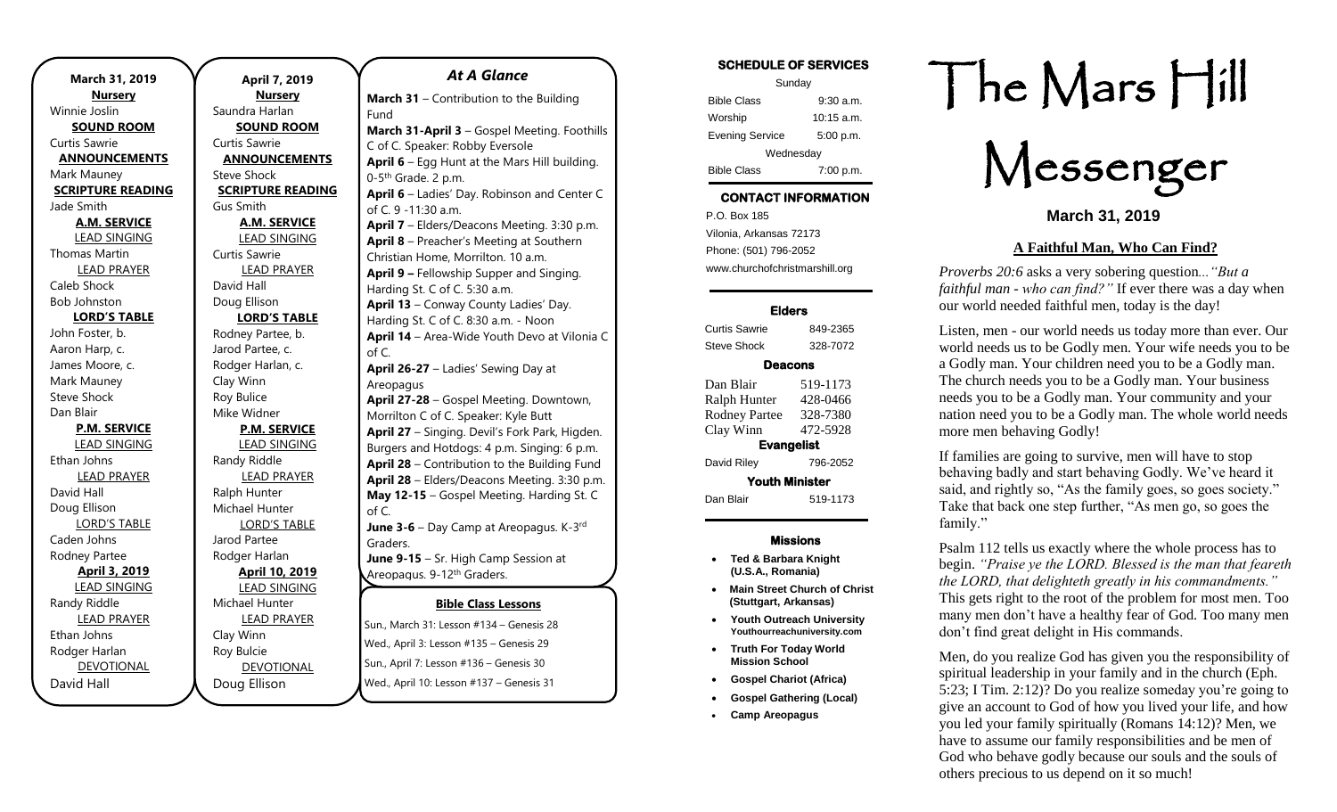**March 31, 2019**

**Nursery**
Winnie Joslin

**SOUND ROOM**
Curtis Sawrie

**ANNOUNCEMENTS**
Mark Mauney

**SCRIPTURE READING**
Jade Smith

**A.M. SERVICE**

LEAD SINGING
Thomas Martin

LEAD PRAYER
Caleb Shock
Bob Johnston

**LORD'S TABLE**
John Foster, b.
Aaron Harp, c.
James Moore, c.
Mark Mauney
Steve Shock
Dan Blair

**P.M. SERVICE**

LEAD SINGING
Ethan Johns

LEAD PRAYER
David Hall
Doug Ellison

LORD'S TABLE
Caden Johns
Rodney Partee

**April 3, 2019**

LEAD SINGING
Randy Riddle

LEAD PRAYER
Ethan Johns
Rodger Harlan

DEVOTIONAL
David Hall

**April 7, 2019**

**Nursery**
Saundra Harlan

**SOUND ROOM**
Curtis Sawrie

**ANNOUNCEMENTS**
Steve Shock

**SCRIPTURE READING**
Gus Smith

**A.M. SERVICE**

LEAD SINGING
Curtis Sawrie

LEAD PRAYER
David Hall
Doug Ellison

**LORD'S TABLE**
Rodney Partee, b.
Jarod Partee, c.
Rodger Harlan, c.
Clay Winn
Roy Bulice
Mike Widner

**P.M. SERVICE**

LEAD SINGING
Randy Riddle

LEAD PRAYER
Ralph Hunter
Michael Hunter

LORD'S TABLE
Jarod Partee
Rodger Harlan

**April 10, 2019**

LEAD SINGING
Michael Hunter

LEAD PRAYER
Clay Winn
Roy Bulcie

DEVOTIONAL
Doug Ellison

## *At A Glance*

**March 31** – Contribution to the Building Fund

**March 31-April 3** – Gospel Meeting. Foothills C of C. Speaker: Robby Eversole

**April 6** – Egg Hunt at the Mars Hill building. 0-5th Grade. 2 p.m.

**April 6** – Ladies' Day. Robinson and Center C of C. 9 -11:30 a.m.

**April 7** – Elders/Deacons Meeting. 3:30 p.m.

**April 8** – Preacher's Meeting at Southern Christian Home, Morrilton. 10 a.m.

**April 9 –** Fellowship Supper and Singing. Harding St. C of C. 5:30 a.m.

**April 13** – Conway County Ladies' Day. Harding St. C of C. 8:30 a.m. - Noon

**April 14** – Area-Wide Youth Devo at Vilonia C of C.

**April 26-27** – Ladies' Sewing Day at Areopagus

**April 27-28** – Gospel Meeting. Downtown, Morrilton C of C. Speaker: Kyle Butt

**April 27** – Singing. Devil's Fork Park, Higden. Burgers and Hotdogs: 4 p.m. Singing: 6 p.m.

**April 28** – Contribution to the Building Fund

**April 28** – Elders/Deacons Meeting. 3:30 p.m.

**May 12-15** – Gospel Meeting. Harding St. C of C.

**June 3-6** – Day Camp at Areopagus. K-3rd Graders.

**June 9-15** – Sr. High Camp Session at Areopagus. 9-12th Graders.

**Bible Class Lessons**

Sun., March 31: Lesson #134 – Genesis 28
Wed., April 3: Lesson #135 – Genesis 29
Sun., April 7: Lesson #136 – Genesis 30
Wed., April 10: Lesson #137 – Genesis 31

**SCHEDULE OF SERVICES**

| | |
|---|---|
| Sunday | |
| Bible Class | 9:30 a.m. |
| Worship | 10:15 a.m. |
| Evening Service | 5:00 p.m. |
| Wednesday | |
| Bible Class | 7:00 p.m. |

**CONTACT INFORMATION**

P.O. Box 185
Vilonia, Arkansas 72173
Phone: (501) 796-2052
www.churchofchristmarshill.org

**Elders**

| | |
|---|---|
| Curtis Sawrie | 849-2365 |
| Steve Shock | 328-7072 |

**Deacons**

| | |
|---|---|
| Dan Blair | 519-1173 |
| Ralph Hunter | 428-0466 |
| Rodney Partee | 328-7380 |
| Clay Winn | 472-5928 |

**Evangelist**

| | |
|---|---|
| David Riley | 796-2052 |

**Youth Minister**

| | |
|---|---|
| Dan Blair | 519-1173 |

**Missions**

- **Ted & Barbara Knight (U.S.A., Romania)**
- **Main Street Church of Christ (Stuttgart, Arkansas)**
- **Youth Outreach University Youthourreachuniversity.com**
- **Truth For Today World Mission School**
- **Gospel Chariot (Africa)**
- **Gospel Gathering (Local)**
- **Camp Areopagus**

# The Mars Hill Messenger

**March 31, 2019**

## A Faithful Man, Who Can Find?

*Proverbs 20:6* asks a very sobering question*..."But a faithful man - who can find?"* If ever there was a day when our world needed faithful men, today is the day!

Listen, men - our world needs us today more than ever. Our world needs us to be Godly men. Your wife needs you to be a Godly man. Your children need you to be a Godly man. The church needs you to be a Godly man. Your business needs you to be a Godly man. Your community and your nation need you to be a Godly man. The whole world needs more men behaving Godly!

If families are going to survive, men will have to stop behaving badly and start behaving Godly. We've heard it said, and rightly so, "As the family goes, so goes society." Take that back one step further, "As men go, so goes the family."

Psalm 112 tells us exactly where the whole process has to begin. *"Praise ye the LORD. Blessed is the man that feareth the LORD, that delighteth greatly in his commandments."* This gets right to the root of the problem for most men. Too many men don't have a healthy fear of God. Too many men don't find great delight in His commands.

Men, do you realize God has given you the responsibility of spiritual leadership in your family and in the church (Eph. 5:23; I Tim. 2:12)? Do you realize someday you're going to give an account to God of how you lived your life, and how you led your family spiritually (Romans 14:12)? Men, we have to assume our family responsibilities and be men of God who behave godly because our souls and the souls of others precious to us depend on it so much!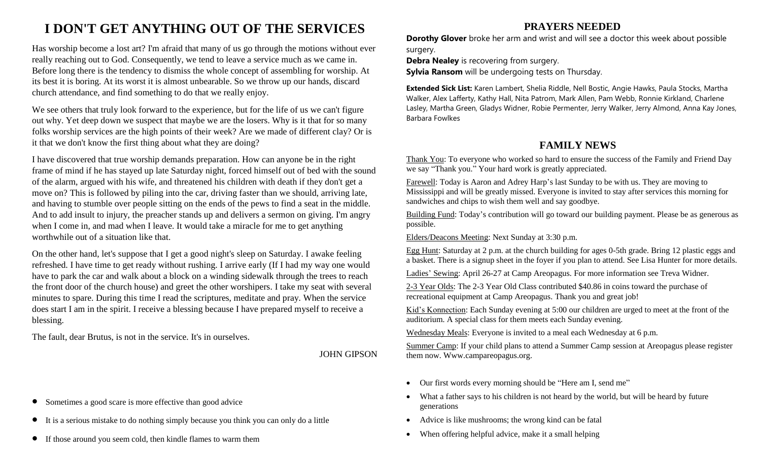# I DON'T GET ANYTHING OUT OF THE SERVICES

Has worship become a lost art? I'm afraid that many of us go through the motions without ever really reaching out to God. Consequently, we tend to leave a service much as we came in. Before long there is the tendency to dismiss the whole concept of assembling for worship. At its best it is boring. At its worst it is almost unbearable. So we throw up our hands, discard church attendance, and find something to do that we really enjoy.

We see others that truly look forward to the experience, but for the life of us we can't figure out why. Yet deep down we suspect that maybe we are the losers. Why is it that for so many folks worship services are the high points of their week? Are we made of different clay? Or is it that we don't know the first thing about what they are doing?

I have discovered that true worship demands preparation. How can anyone be in the right frame of mind if he has stayed up late Saturday night, forced himself out of bed with the sound of the alarm, argued with his wife, and threatened his children with death if they don't get a move on? This is followed by piling into the car, driving faster than we should, arriving late, and having to stumble over people sitting on the ends of the pews to find a seat in the middle. And to add insult to injury, the preacher stands up and delivers a sermon on giving. I'm angry when I come in, and mad when I leave. It would take a miracle for me to get anything worthwhile out of a situation like that.

On the other hand, let's suppose that I get a good night's sleep on Saturday. I awake feeling refreshed. I have time to get ready without rushing. I arrive early (If I had my way one would have to park the car and walk about a block on a winding sidewalk through the trees to reach the front door of the church house) and greet the other worshipers. I take my seat with several minutes to spare. During this time I read the scriptures, meditate and pray. When the service does start I am in the spirit. I receive a blessing because I have prepared myself to receive a blessing.

The fault, dear Brutus, is not in the service. It's in ourselves.

JOHN GIPSON

- Sometimes a good scare is more effective than good advice
- It is a serious mistake to do nothing simply because you think you can only do a little
- If those around you seem cold, then kindle flames to warm them

## PRAYERS NEEDED

**Dorothy Glover** broke her arm and wrist and will see a doctor this week about possible surgery.

**Debra Nealey** is recovering from surgery.

**Sylvia Ransom** will be undergoing tests on Thursday.

**Extended Sick List:** Karen Lambert, Shelia Riddle, Nell Bostic, Angie Hawks, Paula Stocks, Martha Walker, Alex Lafferty, Kathy Hall, Nita Patrom, Mark Allen, Pam Webb, Ronnie Kirkland, Charlene Lasley, Martha Green, Gladys Widner, Robie Permenter, Jerry Walker, Jerry Almond, Anna Kay Jones, Barbara Fowlkes

## FAMILY NEWS

Thank You: To everyone who worked so hard to ensure the success of the Family and Friend Day we say "Thank you." Your hard work is greatly appreciated.

Farewell: Today is Aaron and Adrey Harp's last Sunday to be with us. They are moving to Mississippi and will be greatly missed. Everyone is invited to stay after services this morning for sandwiches and chips to wish them well and say goodbye.

Building Fund: Today's contribution will go toward our building payment. Please be as generous as possible.

Elders/Deacons Meeting: Next Sunday at 3:30 p.m.

Egg Hunt: Saturday at 2 p.m. at the church building for ages 0-5th grade. Bring 12 plastic eggs and a basket. There is a signup sheet in the foyer if you plan to attend. See Lisa Hunter for more details.

Ladies' Sewing: April 26-27 at Camp Areopagus. For more information see Treva Widner.

2-3 Year Olds: The 2-3 Year Old Class contributed $40.86 in coins toward the purchase of recreational equipment at Camp Areopagus. Thank you and great job!

Kid's Konnection: Each Sunday evening at 5:00 our children are urged to meet at the front of the auditorium. A special class for them meets each Sunday evening.

Wednesday Meals: Everyone is invited to a meal each Wednesday at 6 p.m.

Summer Camp: If your child plans to attend a Summer Camp session at Areopagus please register them now. Www.campareopagus.org.

- Our first words every morning should be "Here am I, send me"
- What a father says to his children is not heard by the world, but will be heard by future generations
- Advice is like mushrooms; the wrong kind can be fatal
- When offering helpful advice, make it a small helping